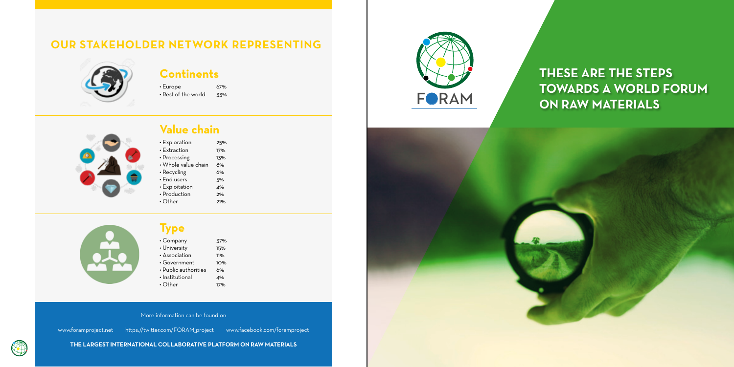## OUR STAKEHOLDER NETWORK REPRESENTING

### Continents

| | |
|---|---|
| • Europe | 67% |
| • Rest of the world | 33% |

### Value chain

| | |
|---|---|
| • Exploration | 25% |
| • Extraction | 17% |
| • Processing | 13% |
| • Whole value chain | 8% |
| • Recycling | 6% |
| • End users | 5% |
| • Exploitation | 4% |
| • Production | 2% |
| • Other | 21% |

### Type

| | |
|---|---|
| • Company | 37% |
| • University | 15% |
| • Association | 11% |
| • Government | 10% |
| • Public authorities | 6% |
| • Institutional | 4% |
| • Other | 17% |

More information can be found on

www.foramproject.net https://twitter.com/FORAM_project www.facebook.com/foramproject

**THE LARGEST INTERNATIONAL COLLABORATIVE PLATFORM ON RAW MATERIALS**

FORAM

# THESE ARE THE STEPS TOWARDS A WORLD FORUM ON RAW MATERIALS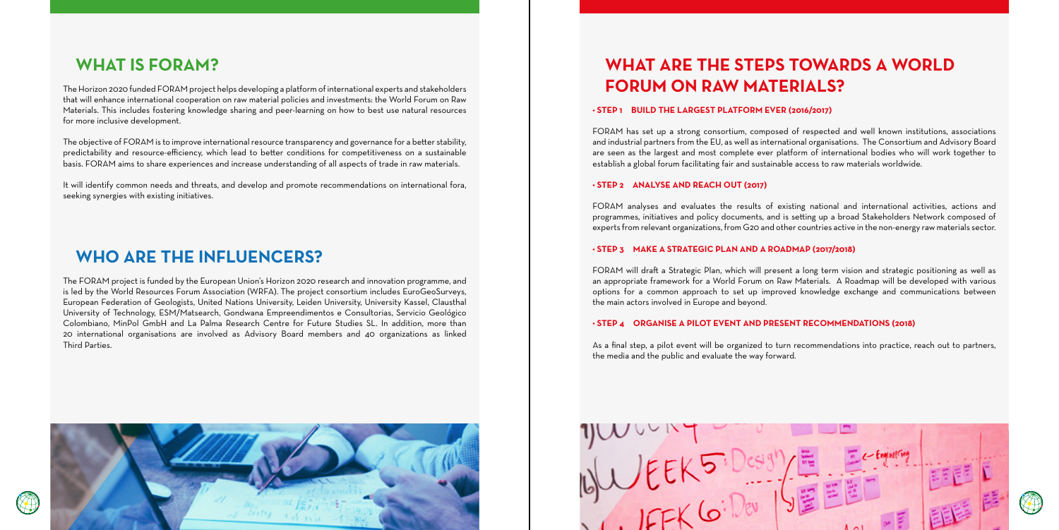# WHAT IS FORAM?

The Horizon 2020 funded FORAM project helps developing a platform of international experts and stakeholders that will enhance international cooperation on raw material policies and investments: the World Forum on Raw Materials. This includes fostering knowledge sharing and peer-learning on how to best use natural resources for more inclusive development.

The objective of FORAM is to improve international resource transparency and governance for a better stability, predictability and resource-efficiency, which lead to better conditions for competitiveness on a sustainable basis. FORAM aims to share experiences and increase understanding of all aspects of trade in raw materials.

It will identify common needs and threats, and develop and promote recommendations on international fora, seeking synergies with existing initiatives.

# WHO ARE THE INFLUENCERS?

The FORAM project is funded by the European Union's Horizon 2020 research and innovation programme, and is led by the World Resources Forum Association (WRFA). The project consortium includes EuroGeoSurveys, European Federation of Geologists, United Nations University, Leiden University, University Kassel, Clausthal University of Technology, ESM/Matsearch, Gondwana Empreendimentos e Consultorias, Servicio Geológico Colombiano, MinPol GmbH and La Palma Research Centre for Future Studies SL. In addition, more than 20 international organisations are involved as Advisory Board members and 40 organizations as linked Third Parties.

# WHAT ARE THE STEPS TOWARDS A WORLD FORUM ON RAW MATERIALS?

**• STEP 1 BUILD THE LARGEST PLATFORM EVER (2016/2017)**

FORAM has set up a strong consortium, composed of respected and well known institutions, associations and industrial partners from the EU, as well as international organisations. The Consortium and Advisory Board are seen as the largest and most complete ever platform of international bodies who will work together to establish a global forum facilitating fair and sustainable access to raw materials worldwide.

**• STEP 2 ANALYSE AND REACH OUT (2017)**

FORAM analyses and evaluates the results of existing national and international activities, actions and programmes, initiatives and policy documents, and is setting up a broad Stakeholders Network composed of experts from relevant organizations, from G20 and other countries active in the non-energy raw materials sector.

**• STEP 3 MAKE A STRATEGIC PLAN AND A ROADMAP (2017/2018)**

FORAM will draft a Strategic Plan, which will present a long term vision and strategic positioning as well as an appropriate framework for a World Forum on Raw Materials. A Roadmap will be developed with various options for a common approach to set up improved knowledge exchange and communications between the main actors involved in Europe and beyond.

**• STEP 4 ORGANISE A PILOT EVENT AND PRESENT RECOMMENDATIONS (2018)**

As a final step, a pilot event will be organized to turn recommendations into practice, reach out to partners, the media and the public and evaluate the way forward.